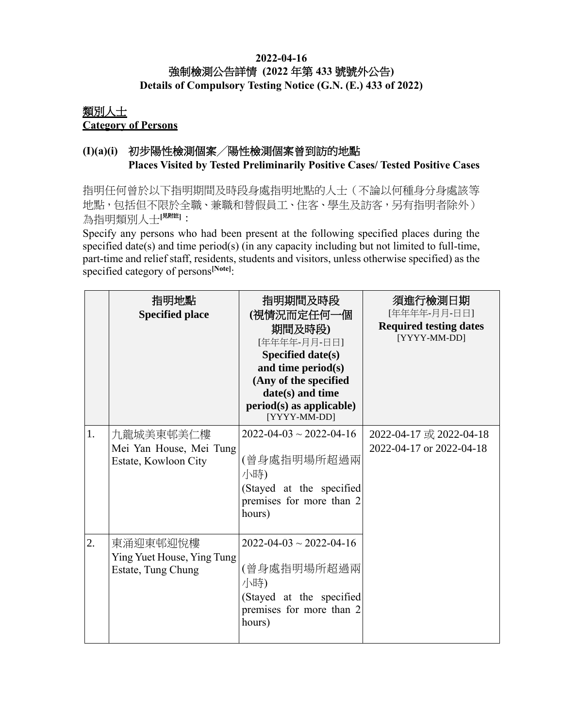**2022-04-16**
**強制檢測公告詳情 (2022 年第 433 號號外公告)**
**Details of Compulsory Testing Notice (G.N. (E.) 433 of 2022)**

## 類別人士
## Category of Persons

### (I)(a)(i) 初步陽性檢測個案／陽性檢測個案曾到訪的地點 Places Visited by Tested Preliminarily Positive Cases/ Tested Positive Cases

指明任何曾於以下指明期間及時段身處指明地點的人士（不論以何種身分身處該等地點，包括但不限於全職、兼職和替假員工、住客、學生及訪客，另有指明者除外）為指明類別人士[見附註]：

Specify any persons who had been present at the following specified places during the specified date(s) and time period(s) (in any capacity including but not limited to full-time, part-time and relief staff, residents, students and visitors, unless otherwise specified) as the specified category of persons[Note]:

| | 指明地點 **Specified place** | 指明期間及時段 (視情況而定任何一個期間及時段) [年年年年-月月-日日] **Specified date(s) and time period(s) (Any of the specified date(s) and time period(s) as applicable)** [YYYY-MM-DD] | 須進行檢測日期 [年年年年-月月-日日] **Required testing dates** [YYYY-MM-DD] |
|---|---|---|---|
| 1. | 九龍城美東邨美仁樓 Mei Yan House, Mei Tung Estate, Kowloon City | 2022-04-03 ~ 2022-04-16 (曾身處指明場所超過兩小時) (Stayed at the specified premises for more than 2 hours) | 2022-04-17 或 2022-04-18 2022-04-17 or 2022-04-18 |
| 2. | 東涌迎東邨迎悅樓 Ying Yuet House, Ying Tung Estate, Tung Chung | 2022-04-03 ~ 2022-04-16 (曾身處指明場所超過兩小時) (Stayed at the specified premises for more than 2 hours) | |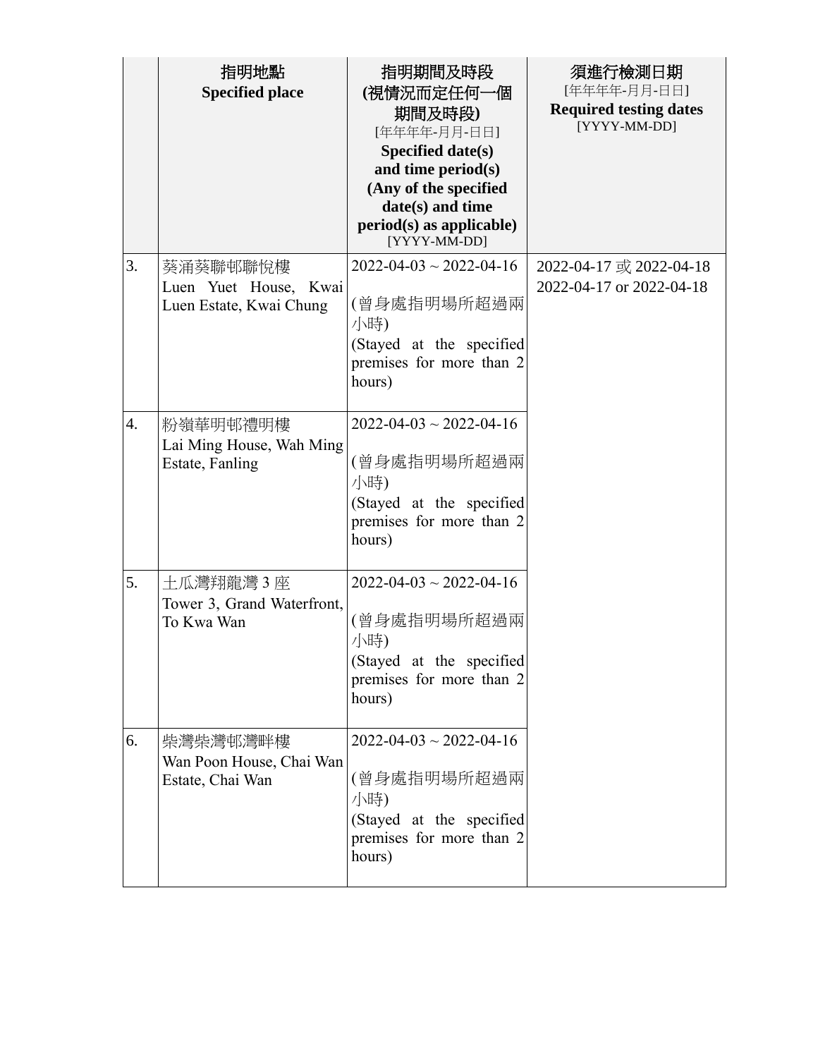| | 指明地點<br>**Specified place** | 指明期間及時段<br>**(視情況而定任何一個期間及時段)**<br>[年年年年-月月-日日]<br>**Specified date(s) and time period(s) (Any of the specified date(s) and time period(s) as applicable)**<br>[YYYY-MM-DD] | 須進行檢測日期<br>[年年年年-月月-日日]<br>**Required testing dates**<br>[YYYY-MM-DD] |
|---|---|---|---|
| 3. | 葵涌葵聯邨聯悅樓<br>Luen Yuet House, Kwai Luen Estate, Kwai Chung | 2022-04-03 ~ 2022-04-16<br><br>(曾身處指明場所超過兩小時)<br>(Stayed at the specified premises for more than 2 hours) | 2022-04-17 或 2022-04-18<br>2022-04-17 or 2022-04-18 |
| 4. | 粉嶺華明邨禮明樓<br>Lai Ming House, Wah Ming Estate, Fanling | 2022-04-03 ~ 2022-04-16<br><br>(曾身處指明場所超過兩小時)<br>(Stayed at the specified premises for more than 2 hours) | |
| 5. | 土瓜灣翔龍灣 3 座<br>Tower 3, Grand Waterfront, To Kwa Wan | 2022-04-03 ~ 2022-04-16<br><br>(曾身處指明場所超過兩小時)<br>(Stayed at the specified premises for more than 2 hours) | |
| 6. | 柴灣柴灣邨灣畔樓<br>Wan Poon House, Chai Wan Estate, Chai Wan | 2022-04-03 ~ 2022-04-16<br><br>(曾身處指明場所超過兩小時)<br>(Stayed at the specified premises for more than 2 hours) | |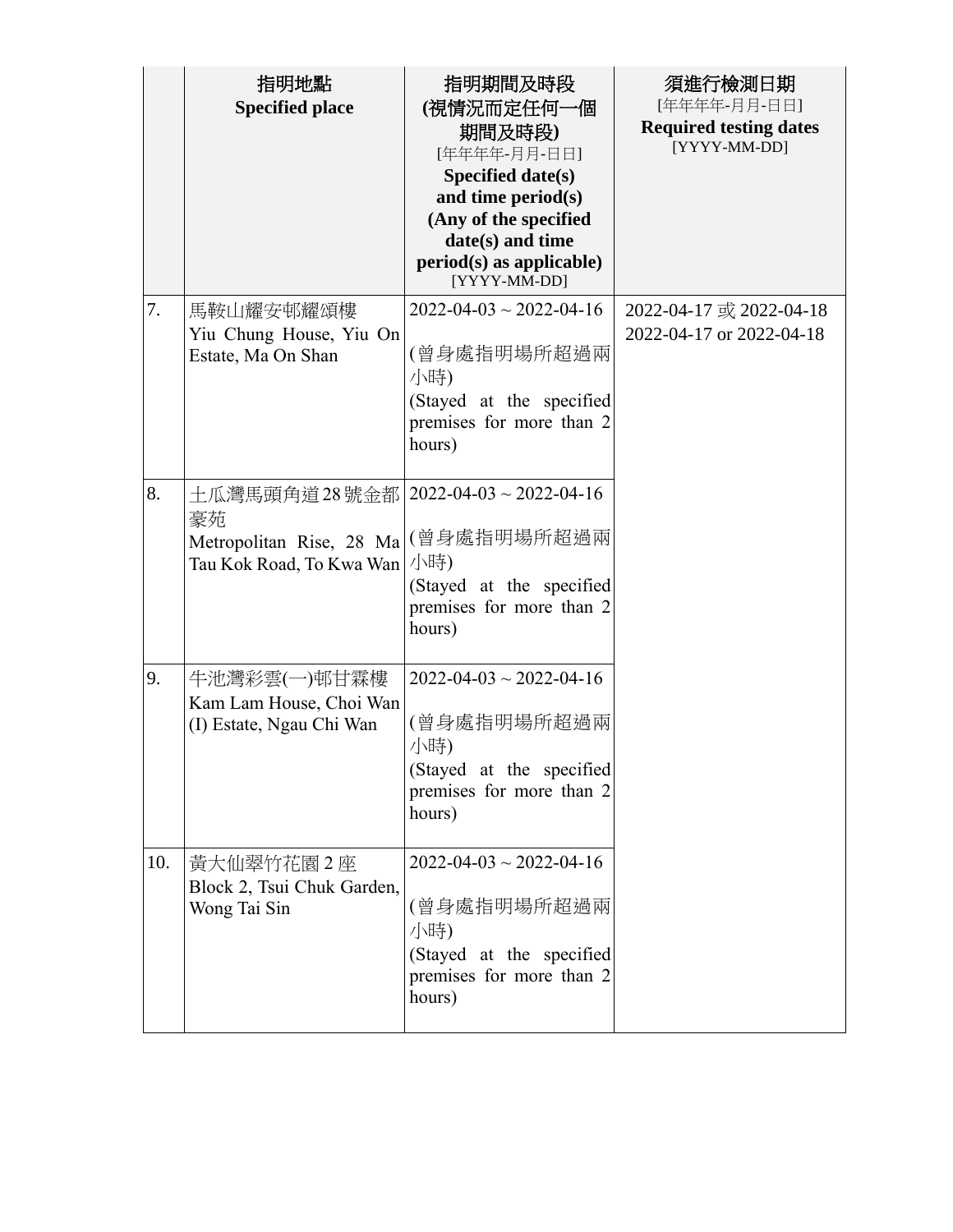| | 指明地點<br>**Specified place** | 指明期間及時段<br>**(視情況而定任何一個期間及時段)**<br>[年年年年-月月-日日]<br>**Specified date(s) and time period(s) (Any of the specified date(s) and time period(s) as applicable)**<br>[YYYY-MM-DD] | 須進行檢測日期<br>[年年年年-月月-日日]<br>**Required testing dates**<br>[YYYY-MM-DD] |
|---|---|---|---|
| 7. | 馬鞍山耀安邨耀頌樓<br>Yiu Chung House, Yiu On Estate, Ma On Shan | 2022-04-03 ~ 2022-04-16<br><br>(曾身處指明場所超過兩小時)<br>(Stayed at the specified premises for more than 2 hours) | 2022-04-17 或 2022-04-18<br>2022-04-17 or 2022-04-18 |
| 8. | 土瓜灣馬頭角道28號金都豪苑<br>Metropolitan Rise, 28 Ma Tau Kok Road, To Kwa Wan | 2022-04-03 ~ 2022-04-16<br><br>(曾身處指明場所超過兩小時)<br>(Stayed at the specified premises for more than 2 hours) | |
| 9. | 牛池灣彩雲(一)邨甘霖樓<br>Kam Lam House, Choi Wan (I) Estate, Ngau Chi Wan | 2022-04-03 ~ 2022-04-16<br><br>(曾身處指明場所超過兩小時)<br>(Stayed at the specified premises for more than 2 hours) | |
| 10. | 黃大仙翠竹花園2座<br>Block 2, Tsui Chuk Garden, Wong Tai Sin | 2022-04-03 ~ 2022-04-16<br><br>(曾身處指明場所超過兩小時)<br>(Stayed at the specified premises for more than 2 hours) | |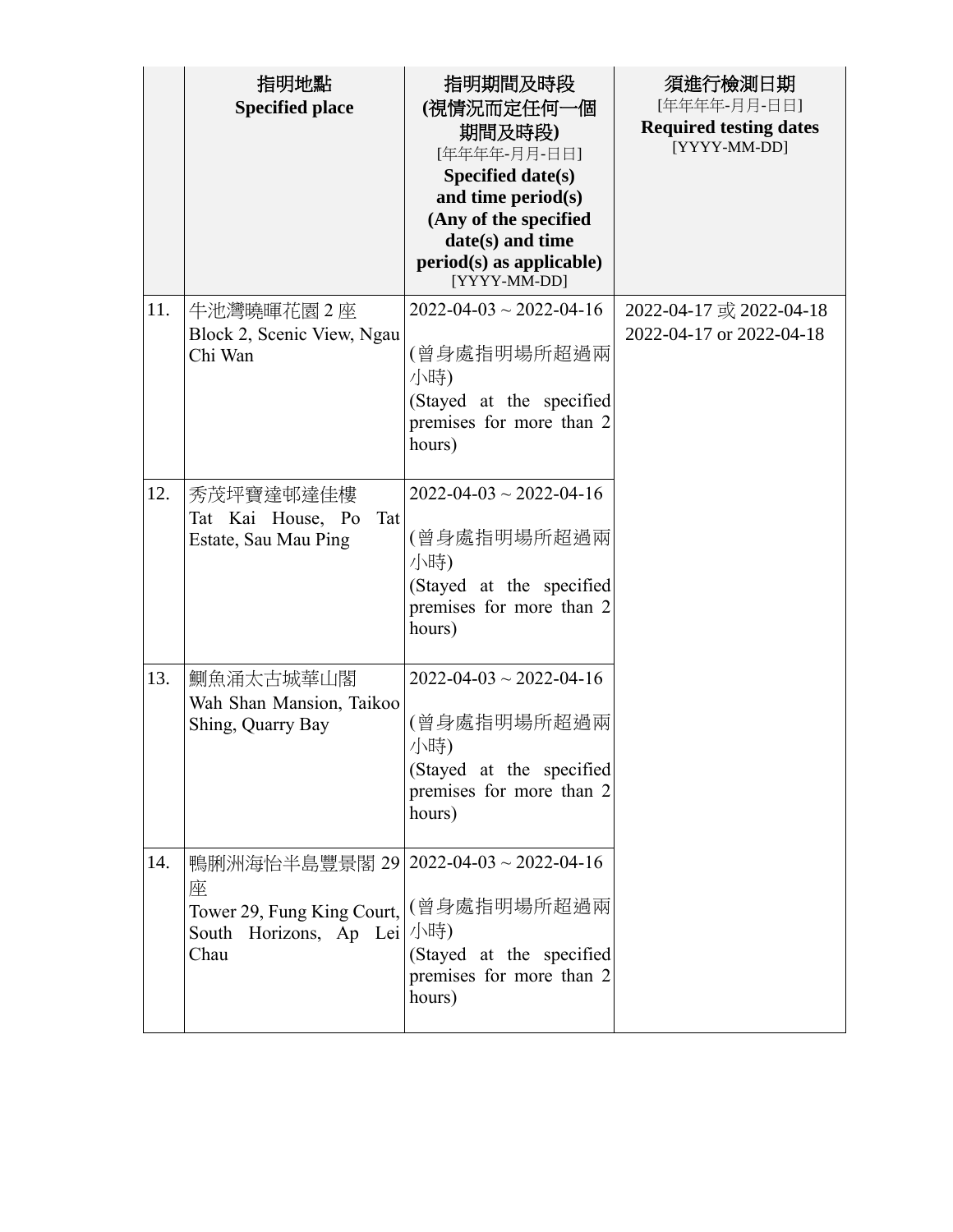| | 指明地點<br>Specified place | 指明期間及時段<br>(視情況而定任何一個期間及時段)<br>[年年年年-月月-日日]<br>Specified date(s) and time period(s)<br>(Any of the specified date(s) and time period(s) as applicable)<br>[YYYY-MM-DD] | 須進行檢測日期<br>[年年年年-月月-日日]<br>Required testing dates<br>[YYYY-MM-DD] |
|---|---|---|---|
| 11. | 牛池灣曉暉花園 2 座<br>Block 2, Scenic View, Ngau Chi Wan | 2022-04-03 ~ 2022-04-16<br><br>(曾身處指明場所超過兩小時)<br>(Stayed at the specified premises for more than 2 hours) | 2022-04-17 或 2022-04-18<br>2022-04-17 or 2022-04-18 |
| 12. | 秀茂坪寶達邨達佳樓<br>Tat Kai House, Po Tat Estate, Sau Mau Ping | 2022-04-03 ~ 2022-04-16<br><br>(曾身處指明場所超過兩小時)<br>(Stayed at the specified premises for more than 2 hours) | |
| 13. | 鰂魚涌太古城華山閣<br>Wah Shan Mansion, Taikoo Shing, Quarry Bay | 2022-04-03 ~ 2022-04-16<br><br>(曾身處指明場所超過兩小時)<br>(Stayed at the specified premises for more than 2 hours) | |
| 14. | 鴨脷洲海怡半島豐景閣 29 座<br>Tower 29, Fung King Court, South Horizons, Ap Lei Chau | 2022-04-03 ~ 2022-04-16<br><br>(曾身處指明場所超過兩小時)<br>(Stayed at the specified premises for more than 2 hours) | |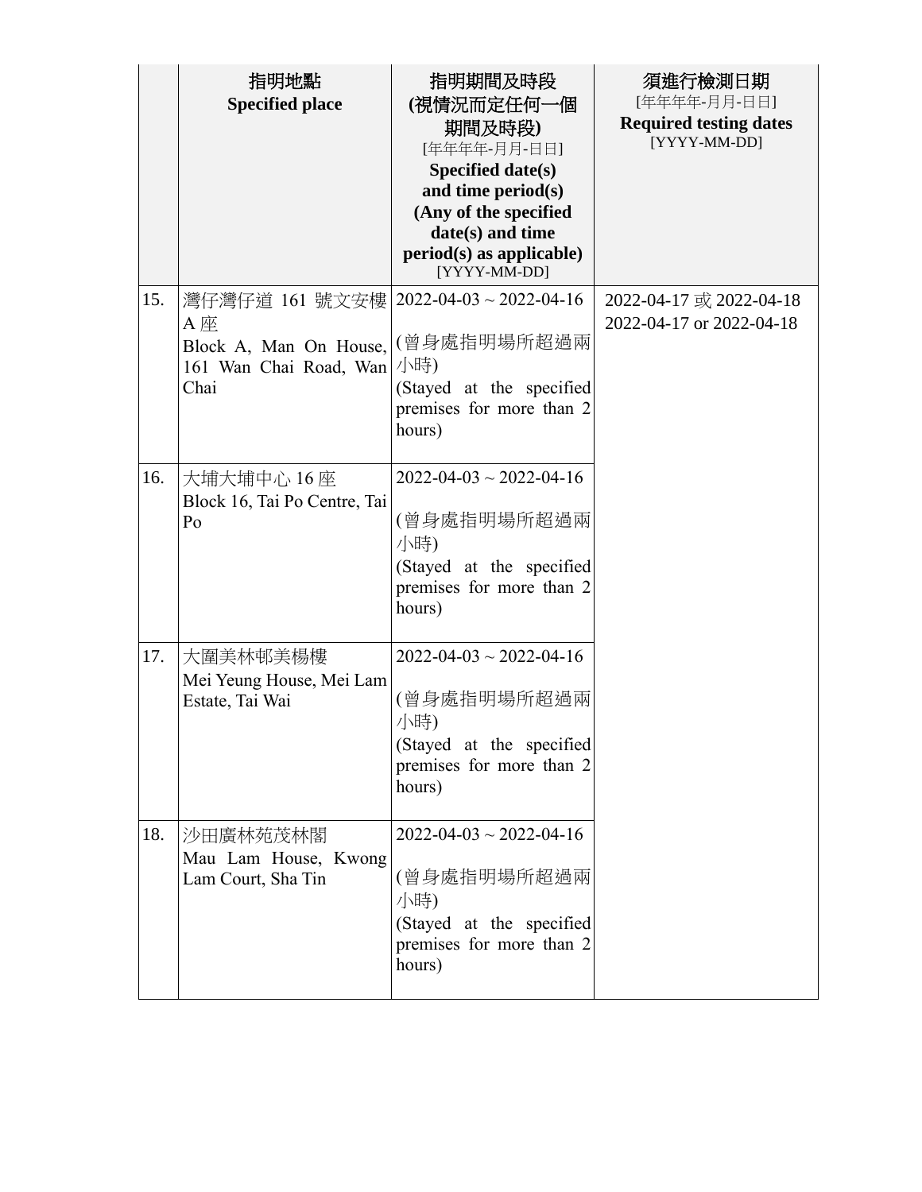| | 指明地點<br>**Specified place** | 指明期間及時段<br>**(視情況而定任何一個期間及時段)**<br>[年年年年-月月-日日]<br>**Specified date(s) and time period(s) (Any of the specified date(s) and time period(s) as applicable)**<br>[YYYY-MM-DD] | 須進行檢測日期<br>[年年年年-月月-日日]<br>**Required testing dates**<br>[YYYY-MM-DD] |
|---|---|---|---|
| 15. | 灣仔灣仔道 161 號文安樓 A 座<br>Block A, Man On House, 161 Wan Chai Road, Wan Chai | 2022-04-03 ~ 2022-04-16<br><br>(曾身處指明場所超過兩小時)<br>(Stayed at the specified premises for more than 2 hours) | 2022-04-17 或 2022-04-18<br>2022-04-17 or 2022-04-18 |
| 16. | 大埔大埔中心 16 座<br>Block 16, Tai Po Centre, Tai Po | 2022-04-03 ~ 2022-04-16<br><br>(曾身處指明場所超過兩小時)<br>(Stayed at the specified premises for more than 2 hours) | |
| 17. | 大圍美林邨美楊樓<br>Mei Yeung House, Mei Lam Estate, Tai Wai | 2022-04-03 ~ 2022-04-16<br><br>(曾身處指明場所超過兩小時)<br>(Stayed at the specified premises for more than 2 hours) | |
| 18. | 沙田廣林苑茂林閣<br>Mau Lam House, Kwong Lam Court, Sha Tin | 2022-04-03 ~ 2022-04-16<br><br>(曾身處指明場所超過兩小時)<br>(Stayed at the specified premises for more than 2 hours) | |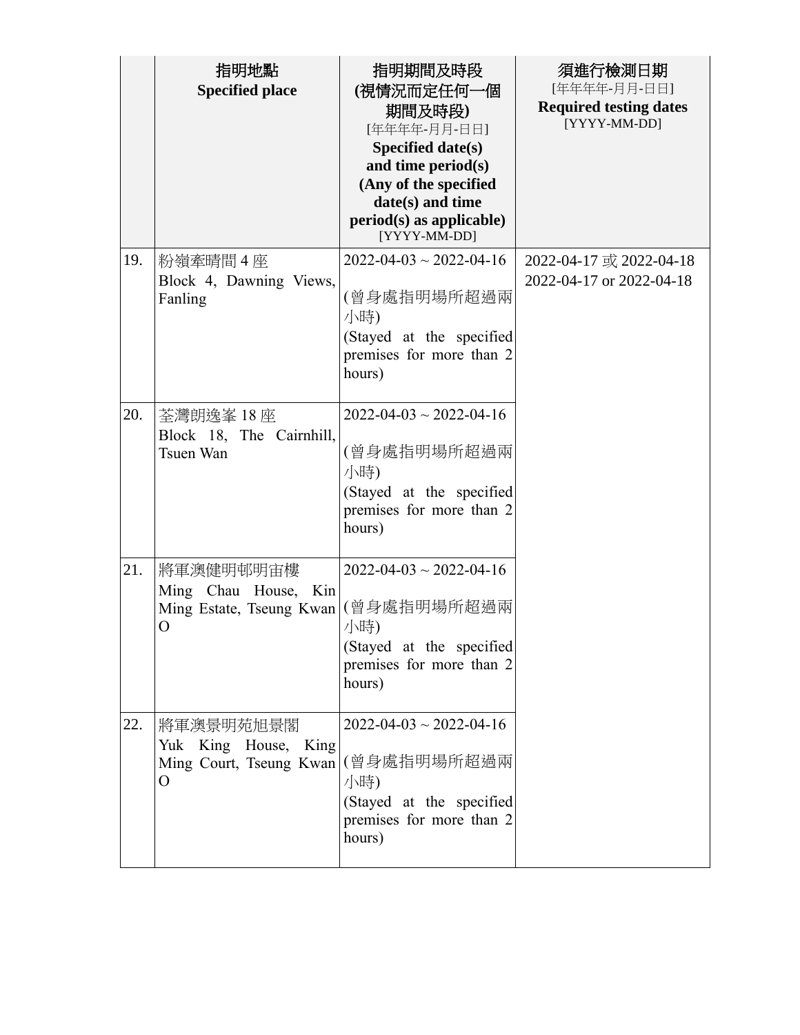| | 指明地點<br>**Specified place** | 指明期間及時段<br>**(視情況而定任何一個期間及時段)**<br>[年年年年-月月-日日]<br>**Specified date(s) and time period(s) (Any of the specified date(s) and time period(s) as applicable)**<br>[YYYY-MM-DD] | 須進行檢測日期<br>[年年年年-月月-日日]<br>**Required testing dates**<br>[YYYY-MM-DD] |
|---|---|---|---|
| 19. | 粉嶺牽晴間 4 座<br>Block 4, Dawning Views, Fanling | 2022-04-03 ~ 2022-04-16<br>(曾身處指明場所超過兩小時)<br>(Stayed at the specified premises for more than 2 hours) | 2022-04-17 或 2022-04-18<br>2022-04-17 or 2022-04-18 |
| 20. | 荃灣朗逸峯 18 座<br>Block 18, The Cairnhill, Tsuen Wan | 2022-04-03 ~ 2022-04-16<br>(曾身處指明場所超過兩小時)<br>(Stayed at the specified premises for more than 2 hours) | |
| 21. | 將軍澳健明邨明宙樓<br>Ming Chau House, Kin Ming Estate, Tseung Kwan O | 2022-04-03 ~ 2022-04-16<br>(曾身處指明場所超過兩小時)<br>(Stayed at the specified premises for more than 2 hours) | |
| 22. | 將軍澳景明苑旭景閣<br>Yuk King House, King Ming Court, Tseung Kwan O | 2022-04-03 ~ 2022-04-16<br>(曾身處指明場所超過兩小時)<br>(Stayed at the specified premises for more than 2 hours) | |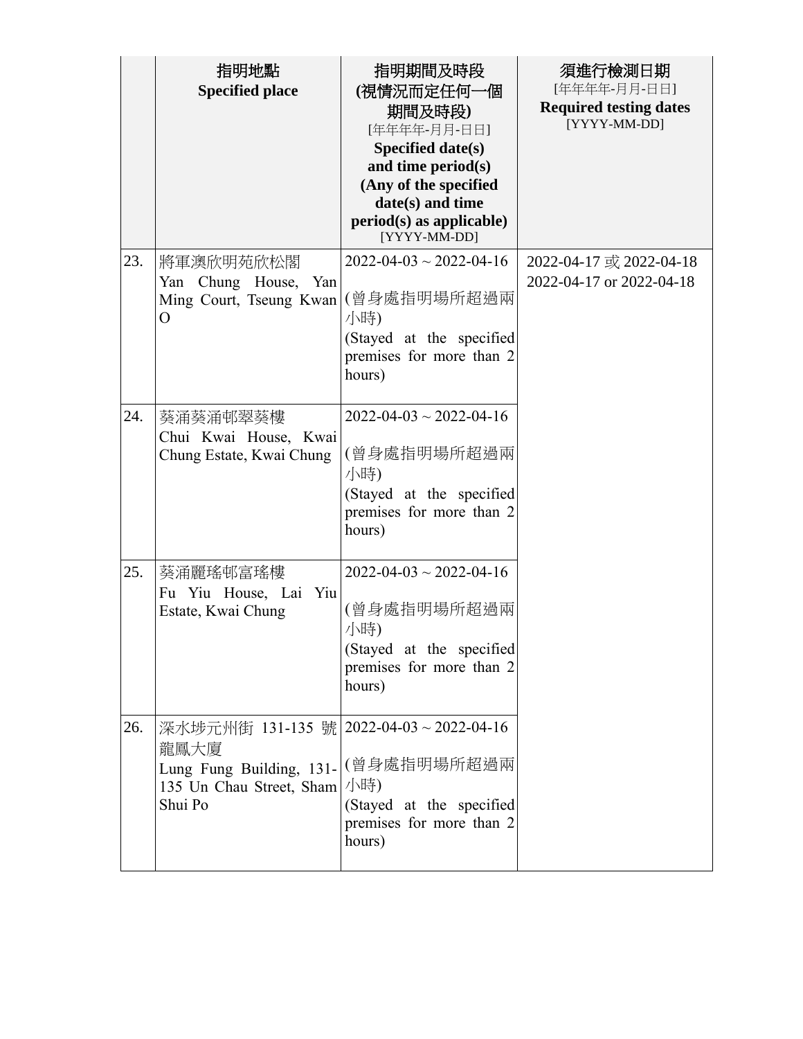| | 指明地點<br>**Specified place** | 指明期間及時段<br>**(視情況而定任何一個期間及時段)**<br>[年年年年-月月-日日]<br>**Specified date(s) and time period(s) (Any of the specified date(s) and time period(s) as applicable)**<br>[YYYY-MM-DD] | 須進行檢測日期<br>[年年年年-月月-日日]<br>**Required testing dates**<br>[YYYY-MM-DD] |
|---|---|---|---|
| 23. | 將軍澳欣明苑欣松閣<br>Yan Chung House, Yan Ming Court, Tseung Kwan O | 2022-04-03 ~ 2022-04-16<br><br>(曾身處指明場所超過兩小時)<br>(Stayed at the specified premises for more than 2 hours) | 2022-04-17 或 2022-04-18<br>2022-04-17 or 2022-04-18 |
| 24. | 葵涌葵涌邨翠葵樓<br>Chui Kwai House, Kwai Chung Estate, Kwai Chung | 2022-04-03 ~ 2022-04-16<br><br>(曾身處指明場所超過兩小時)<br>(Stayed at the specified premises for more than 2 hours) | |
| 25. | 葵涌麗瑤邨富瑤樓<br>Fu Yiu House, Lai Yiu Estate, Kwai Chung | 2022-04-03 ~ 2022-04-16<br><br>(曾身處指明場所超過兩小時)<br>(Stayed at the specified premises for more than 2 hours) | |
| 26. | 深水埗元州街 131-135 號龍鳳大廈<br>Lung Fung Building, 131-135 Un Chau Street, Sham Shui Po | 2022-04-03 ~ 2022-04-16<br><br>(曾身處指明場所超過兩小時)<br>(Stayed at the specified premises for more than 2 hours) | |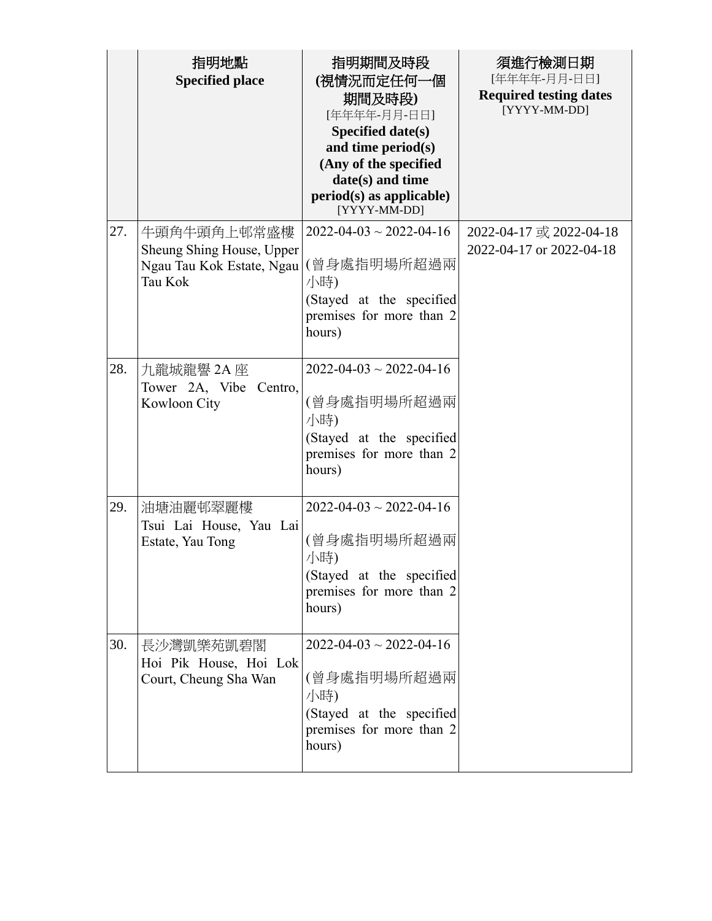| | 指明地點<br>**Specified place** | 指明期間及時段<br>**(視情況而定任何一個期間及時段)**<br>[年年年年-月月-日日]<br>**Specified date(s) and time period(s) (Any of the specified date(s) and time period(s) as applicable)**<br>[YYYY-MM-DD] | 須進行檢測日期<br>[年年年年-月月-日日]<br>**Required testing dates**<br>[YYYY-MM-DD] |
|---|---|---|---|
| 27. | 牛頭角牛頭角上邨常盛樓<br>Sheung Shing House, Upper Ngau Tau Kok Estate, Ngau Tau Kok | 2022-04-03 ~ 2022-04-16<br>(曾身處指明場所超過兩小時)<br>(Stayed at the specified premises for more than 2 hours) | 2022-04-17 或 2022-04-18<br>2022-04-17 or 2022-04-18 |
| 28. | 九龍城龍譽 2A 座<br>Tower 2A, Vibe Centro, Kowloon City | 2022-04-03 ~ 2022-04-16<br>(曾身處指明場所超過兩小時)<br>(Stayed at the specified premises for more than 2 hours) | |
| 29. | 油塘油麗邨翠麗樓<br>Tsui Lai House, Yau Lai Estate, Yau Tong | 2022-04-03 ~ 2022-04-16<br>(曾身處指明場所超過兩小時)<br>(Stayed at the specified premises for more than 2 hours) | |
| 30. | 長沙灣凱樂苑凱碧閣<br>Hoi Pik House, Hoi Lok Court, Cheung Sha Wan | 2022-04-03 ~ 2022-04-16<br>(曾身處指明場所超過兩小時)<br>(Stayed at the specified premises for more than 2 hours) | |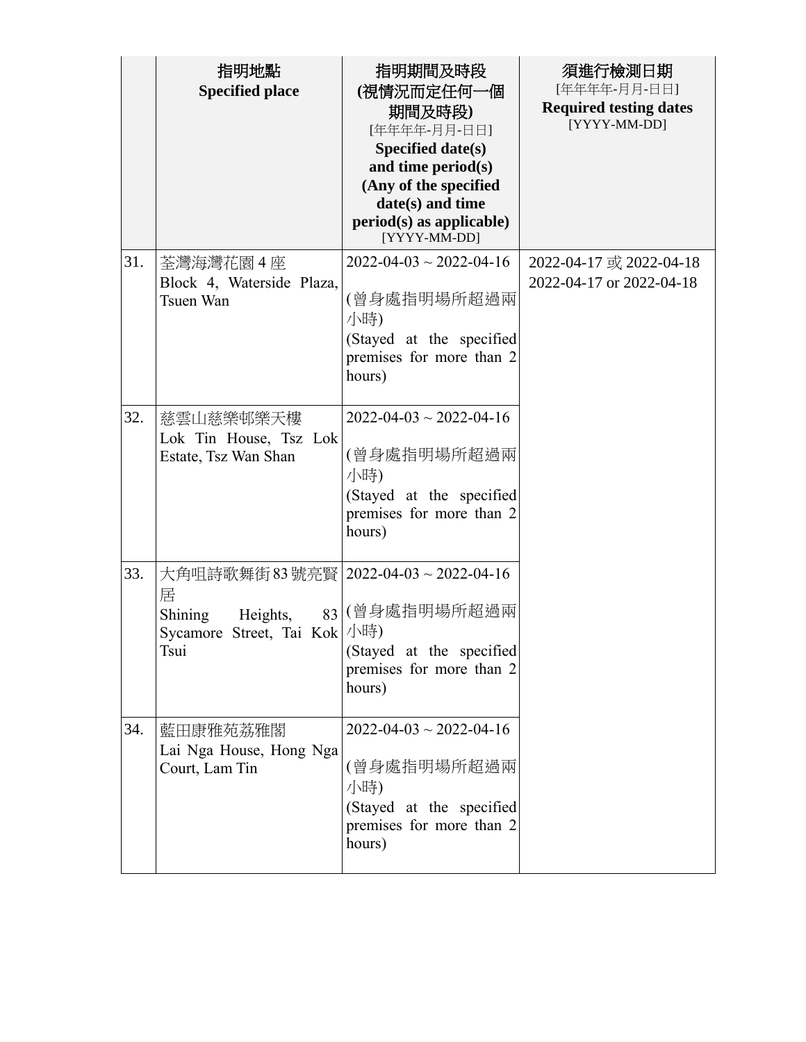| | 指明地點<br>**Specified place** | 指明期間及時段<br>**(視情況而定任何一個期間及時段)**<br>[年年年年-月月-日日]<br>**Specified date(s) and time period(s) (Any of the specified date(s) and time period(s) as applicable)**<br>[YYYY-MM-DD] | 須進行檢測日期<br>[年年年年-月月-日日]<br>**Required testing dates**<br>[YYYY-MM-DD] |
|---|---|---|---|
| 31. | 荃灣海灣花園 4 座<br>Block 4, Waterside Plaza, Tsuen Wan | 2022-04-03 ~ 2022-04-16<br><br>(曾身處指明場所超過兩小時)<br>(Stayed at the specified premises for more than 2 hours) | 2022-04-17 或 2022-04-18<br>2022-04-17 or 2022-04-18 |
| 32. | 慈雲山慈樂邨樂天樓<br>Lok Tin House, Tsz Lok Estate, Tsz Wan Shan | 2022-04-03 ~ 2022-04-16<br><br>(曾身處指明場所超過兩小時)<br>(Stayed at the specified premises for more than 2 hours) | |
| 33. | 大角咀詩歌舞街 83 號亮賢居<br>Shining Heights, 83 Sycamore Street, Tai Kok Tsui | 2022-04-03 ~ 2022-04-16<br><br>(曾身處指明場所超過兩小時)<br>(Stayed at the specified premises for more than 2 hours) | |
| 34. | 藍田康雅苑荔雅閣<br>Lai Nga House, Hong Nga Court, Lam Tin | 2022-04-03 ~ 2022-04-16<br><br>(曾身處指明場所超過兩小時)<br>(Stayed at the specified premises for more than 2 hours) | |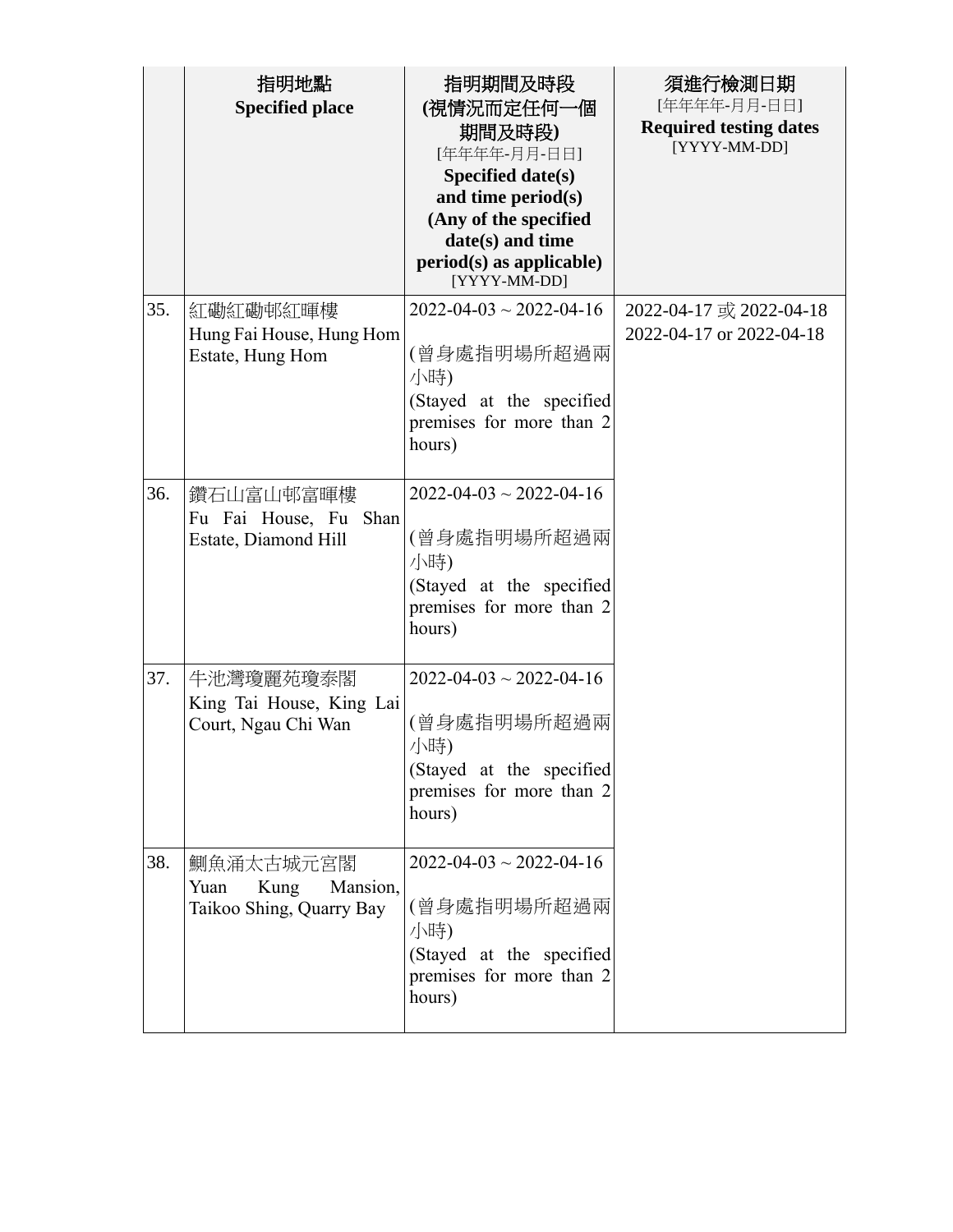| | 指明地點<br>**Specified place** | 指明期間及時段<br>**(視情況而定任何一個期間及時段)**<br>[年年年年-月月-日日]<br>**Specified date(s) and time period(s) (Any of the specified date(s) and time period(s) as applicable)**<br>[YYYY-MM-DD] | 須進行檢測日期<br>[年年年年-月月-日日]<br>**Required testing dates**<br>[YYYY-MM-DD] |
|---|---|---|---|
| 35. | 紅磡紅磡邨紅暉樓<br>Hung Fai House, Hung Hom Estate, Hung Hom | 2022-04-03 ~ 2022-04-16<br><br>(曾身處指明場所超過兩小時)<br>(Stayed at the specified premises for more than 2 hours) | 2022-04-17 或 2022-04-18<br>2022-04-17 or 2022-04-18 |
| 36. | 鑽石山富山邨富暉樓<br>Fu Fai House, Fu Shan Estate, Diamond Hill | 2022-04-03 ~ 2022-04-16<br><br>(曾身處指明場所超過兩小時)<br>(Stayed at the specified premises for more than 2 hours) | |
| 37. | 牛池灣瓊麗苑瓊泰閣<br>King Tai House, King Lai Court, Ngau Chi Wan | 2022-04-03 ~ 2022-04-16<br><br>(曾身處指明場所超過兩小時)<br>(Stayed at the specified premises for more than 2 hours) | |
| 38. | 鰂魚涌太古城元宮閣<br>Yuan Kung Mansion, Taikoo Shing, Quarry Bay | 2022-04-03 ~ 2022-04-16<br><br>(曾身處指明場所超過兩小時)<br>(Stayed at the specified premises for more than 2 hours) | |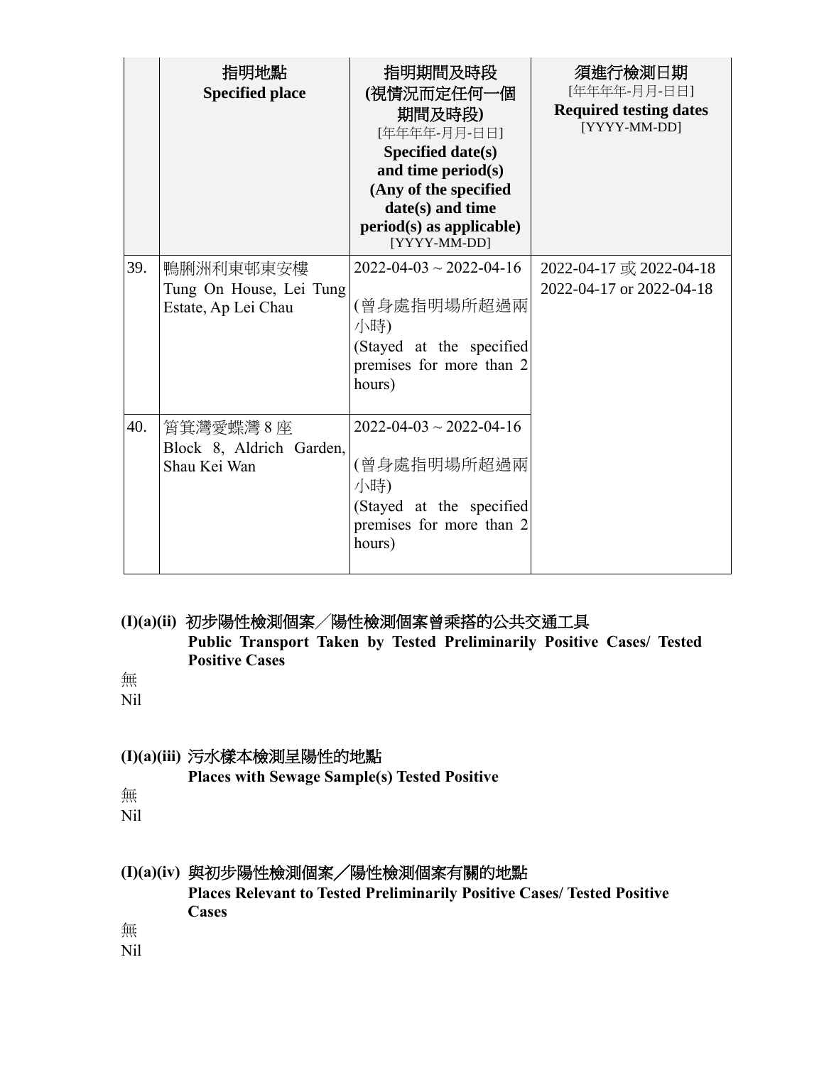| | 指明地點<br>**Specified place** | 指明期間及時段<br>**(視情況而定任何一個期間及時段)**<br>[年年年年-月月-日日]<br>**Specified date(s) and time period(s) (Any of the specified date(s) and time period(s) as applicable)**<br>[YYYY-MM-DD] | 須進行檢測日期<br>[年年年年-月月-日日]<br>**Required testing dates**<br>[YYYY-MM-DD] |
|---|---|---|---|
| 39. | 鴨脷洲利東邨東安樓<br>Tung On House, Lei Tung Estate, Ap Lei Chau | 2022-04-03 ~ 2022-04-16<br><br>(曾身處指明場所超過兩小時)<br>(Stayed at the specified premises for more than 2 hours) | 2022-04-17 或 2022-04-18<br>2022-04-17 or 2022-04-18 |
| 40. | 筲箕灣愛蝶灣 8 座<br>Block 8, Aldrich Garden, Shau Kei Wan | 2022-04-03 ~ 2022-04-16<br><br>(曾身處指明場所超過兩小時)<br>(Stayed at the specified premises for more than 2 hours) | |

### (I)(a)(ii) 初步陽性檢測個案╱陽性檢測個案曾乘搭的公共交通工具 **Public Transport Taken by Tested Preliminarily Positive Cases/ Tested Positive Cases**

無

Nil

### (I)(a)(iii) 污水樣本檢測呈陽性的地點 **Places with Sewage Sample(s) Tested Positive**

無

Nil

### (I)(a)(iv) 與初步陽性檢測個案╱陽性檢測個案有關的地點 **Places Relevant to Tested Preliminarily Positive Cases/ Tested Positive Cases**

無

Nil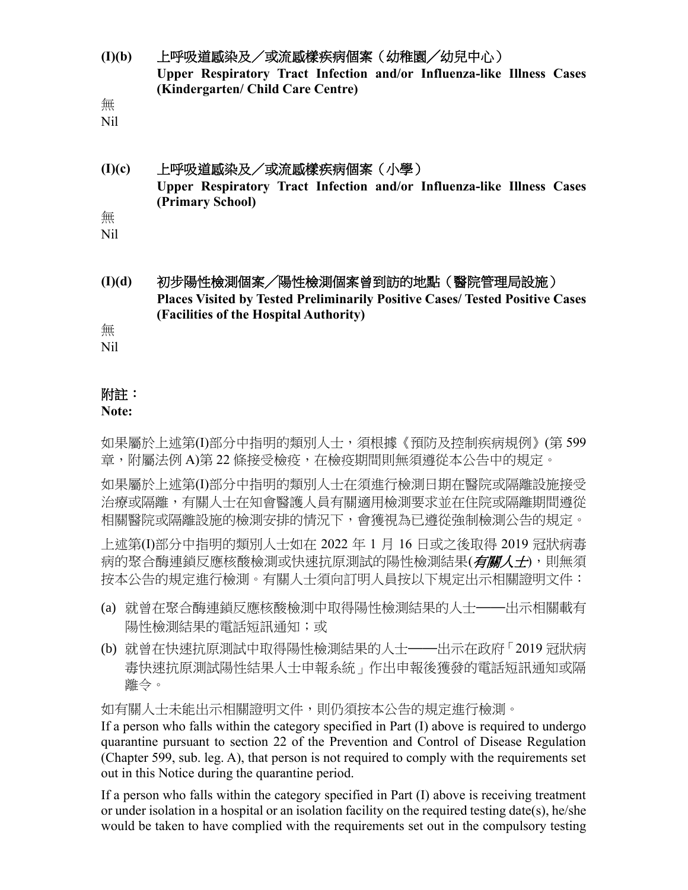**(I)(b)** **上呼吸道感染及／或流感樣疾病個案（幼稚園／幼兒中心）**
**Upper Respiratory Tract Infection and/or Influenza-like Illness Cases (Kindergarten/ Child Care Centre)**

無
Nil

**(I)(c)** **上呼吸道感染及／或流感樣疾病個案（小學）**
**Upper Respiratory Tract Infection and/or Influenza-like Illness Cases (Primary School)**

無
Nil

**(I)(d)** **初步陽性檢測個案／陽性檢測個案曾到訪的地點（醫院管理局設施）**
**Places Visited by Tested Preliminarily Positive Cases/ Tested Positive Cases (Facilities of the Hospital Authority)**

無
Nil

**附註：**
**Note:**

如果屬於上述第(I)部分中指明的類別人士，須根據《預防及控制疾病規例》(第 599 章，附屬法例 A)第 22 條接受檢疫，在檢疫期間則無須遵從本公告中的規定。

如果屬於上述第(I)部分中指明的類別人士在須進行檢測日期在醫院或隔離設施接受治療或隔離，有關人士在知會醫護人員有關適用檢測要求並在住院或隔離期間遵從相關醫院或隔離設施的檢測安排的情況下，會獲視為已遵從強制檢測公告的規定。

上述第(I)部分中指明的類別人士如在 2022 年 1 月 16 日或之後取得 2019 冠狀病毒病的聚合酶連鎖反應核酸檢測或快速抗原測試的陽性檢測結果(***有關人士***)，則無須按本公告的規定進行檢測。有關人士須向訂明人員按以下規定出示相關證明文件：

(a) 就曾在聚合酶連鎖反應核酸檢測中取得陽性檢測結果的人士——出示相關載有陽性檢測結果的電話短訊通知；或

(b) 就曾在快速抗原測試中取得陽性檢測結果的人士——出示在政府「2019 冠狀病毒快速抗原測試陽性結果人士申報系統」作出申報後獲發的電話短訊通知或隔離令。

如有關人士未能出示相關證明文件，則仍須按本公告的規定進行檢測。

If a person who falls within the category specified in Part (I) above is required to undergo quarantine pursuant to section 22 of the Prevention and Control of Disease Regulation (Chapter 599, sub. leg. A), that person is not required to comply with the requirements set out in this Notice during the quarantine period.

If a person who falls within the category specified in Part (I) above is receiving treatment or under isolation in a hospital or an isolation facility on the required testing date(s), he/she would be taken to have complied with the requirements set out in the compulsory testing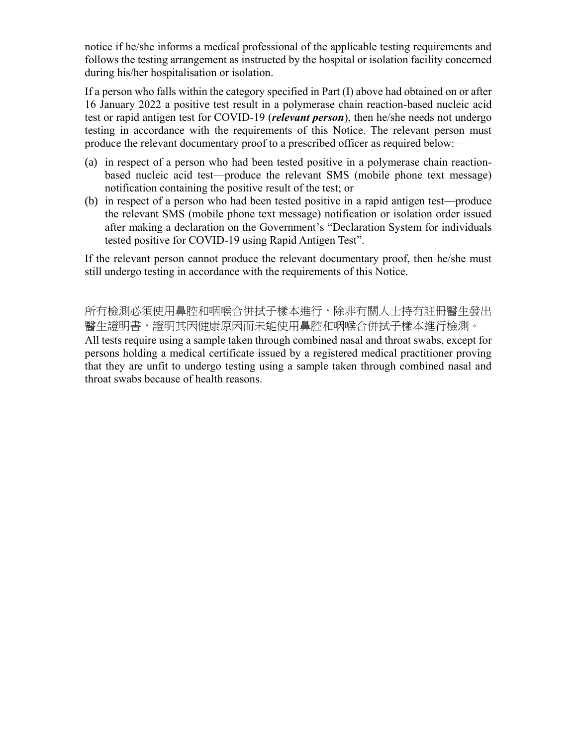notice if he/she informs a medical professional of the applicable testing requirements and follows the testing arrangement as instructed by the hospital or isolation facility concerned during his/her hospitalisation or isolation.

If a person who falls within the category specified in Part (I) above had obtained on or after 16 January 2022 a positive test result in a polymerase chain reaction-based nucleic acid test or rapid antigen test for COVID-19 (***relevant person***), then he/she needs not undergo testing in accordance with the requirements of this Notice. The relevant person must produce the relevant documentary proof to a prescribed officer as required below:—

(a) in respect of a person who had been tested positive in a polymerase chain reaction-based nucleic acid test—produce the relevant SMS (mobile phone text message) notification containing the positive result of the test; or
(b) in respect of a person who had been tested positive in a rapid antigen test—produce the relevant SMS (mobile phone text message) notification or isolation order issued after making a declaration on the Government's "Declaration System for individuals tested positive for COVID-19 using Rapid Antigen Test".

If the relevant person cannot produce the relevant documentary proof, then he/she must still undergo testing in accordance with the requirements of this Notice.

所有檢測必須使用鼻腔和咽喉合併拭子樣本進行，除非有關人士持有註冊醫生發出醫生證明書，證明其因健康原因而未能使用鼻腔和咽喉合併拭子樣本進行檢測。
All tests require using a sample taken through combined nasal and throat swabs, except for persons holding a medical certificate issued by a registered medical practitioner proving that they are unfit to undergo testing using a sample taken through combined nasal and throat swabs because of health reasons.